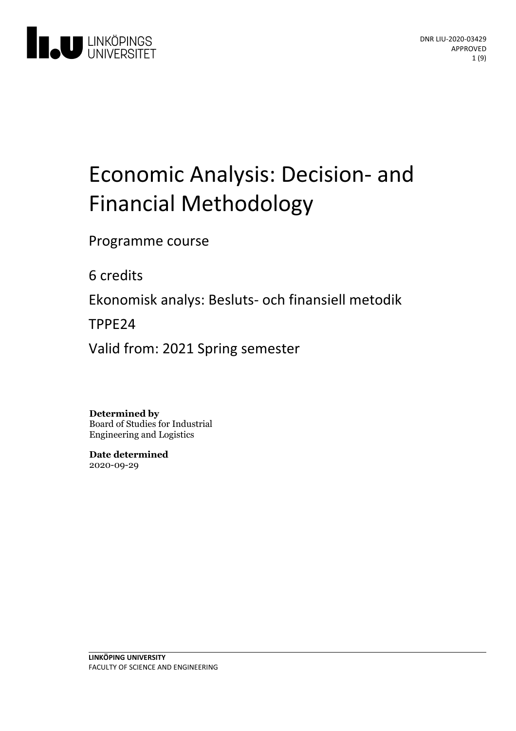DNR LIU-2020-03429
APPROVED

# Economic Analysis: Decision- and Financial Methodology

Programme course

6 credits

Ekonomisk analys: Besluts- och finansiell metodik

TPPE24

Valid from: 2021 Spring semester

**Determined by**
Board of Studies for Industrial Engineering and Logistics

**Date determined**
2020-09-29

**LINKÖPING UNIVERSITY**
FACULTY OF SCIENCE AND ENGINEERING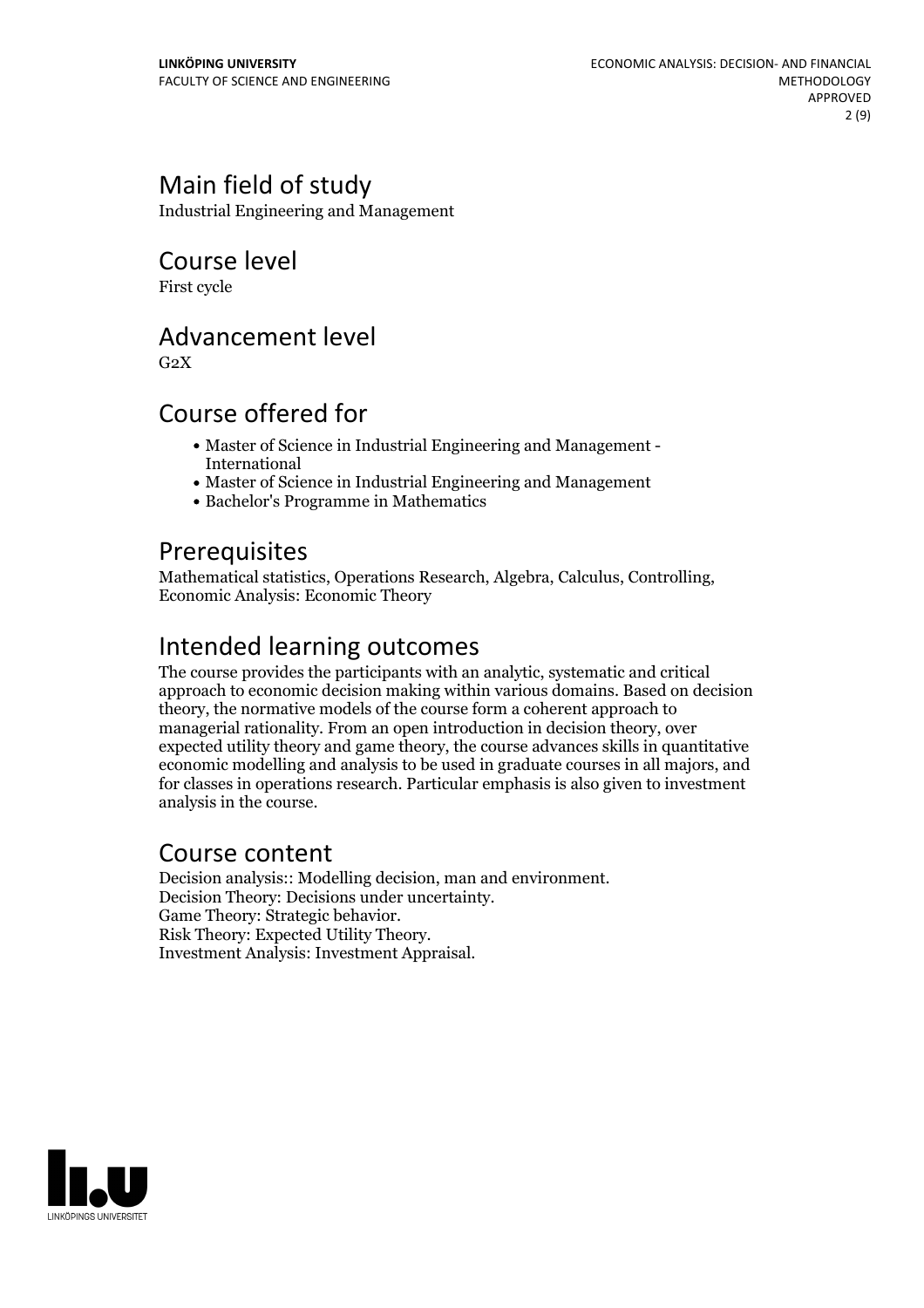## Main field of study

Industrial Engineering and Management

## Course level

First cycle

## Advancement level

G2X

## Course offered for

- Master of Science in Industrial Engineering and Management - International
- Master of Science in Industrial Engineering and Management
- Bachelor's Programme in Mathematics

## Prerequisites

Mathematical statistics, Operations Research, Algebra, Calculus, Controlling, Economic Analysis: Economic Theory

## Intended learning outcomes

The course provides the participants with an analytic, systematic and critical approach to economic decision making within various domains. Based on decision theory, the normative models of the course form a coherent approach to managerial rationality. From an open introduction in decision theory, over expected utility theory and game theory, the course advances skills in quantitative economic modelling and analysis to be used in graduate courses in all majors, and for classes in operations research. Particular emphasis is also given to investment analysis in the course.

## Course content

Decision analysis:: Modelling decision, man and environment.
Decision Theory: Decisions under uncertainty.
Game Theory: Strategic behavior.
Risk Theory: Expected Utility Theory.
Investment Analysis: Investment Appraisal.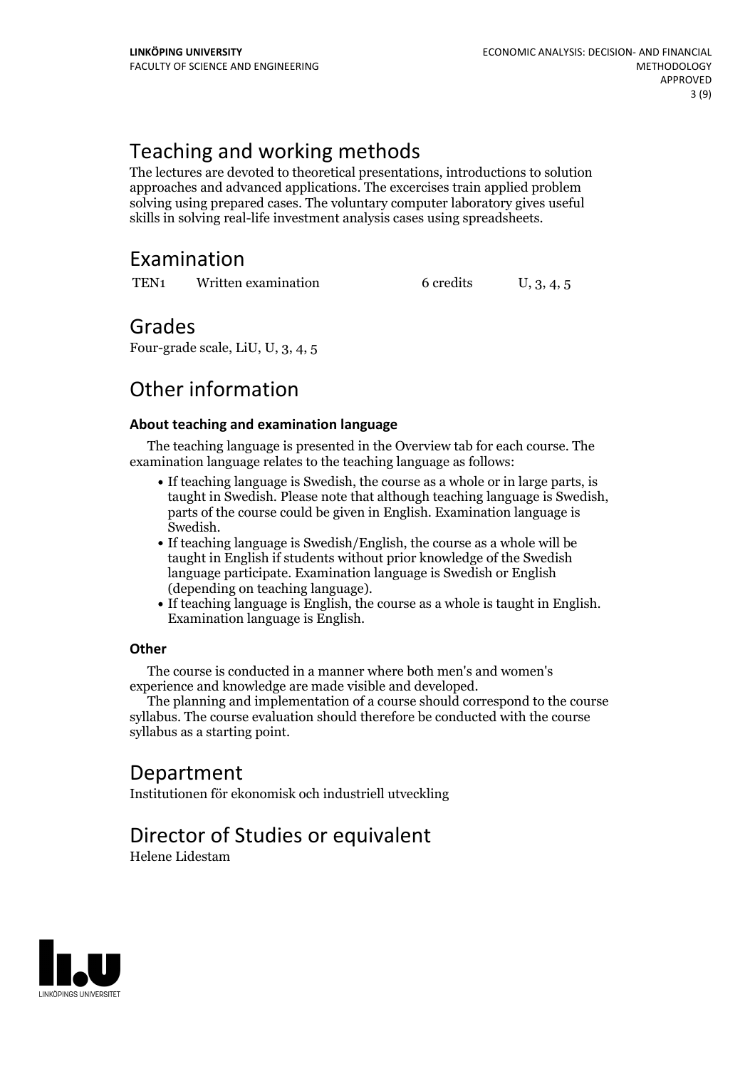## Teaching and working methods

The lectures are devoted to theoretical presentations, introductions to solution approaches and advanced applications. The excercises train applied problem solving using prepared cases. The voluntary computer laboratory gives useful skills in solving real-life investment analysis cases using spreadsheets.

## Examination

| | | | |
|---|---|---|---|
| TEN1 | Written examination | 6 credits | U, 3, 4, 5 |

## Grades

Four-grade scale, LiU, U, 3, 4, 5

## Other information

#### About teaching and examination language

The teaching language is presented in the Overview tab for each course. The examination language relates to the teaching language as follows:

- If teaching language is Swedish, the course as a whole or in large parts, is taught in Swedish. Please note that although teaching language is Swedish, parts of the course could be given in English. Examination language is Swedish.
- If teaching language is Swedish/English, the course as a whole will be taught in English if students without prior knowledge of the Swedish language participate. Examination language is Swedish or English (depending on teaching language).
- If teaching language is English, the course as a whole is taught in English. Examination language is English.

#### Other

The course is conducted in a manner where both men's and women's experience and knowledge are made visible and developed.

The planning and implementation of a course should correspond to the course syllabus. The course evaluation should therefore be conducted with the course syllabus as a starting point.

## Department

Institutionen för ekonomisk och industriell utveckling

## Director of Studies or equivalent

Helene Lidestam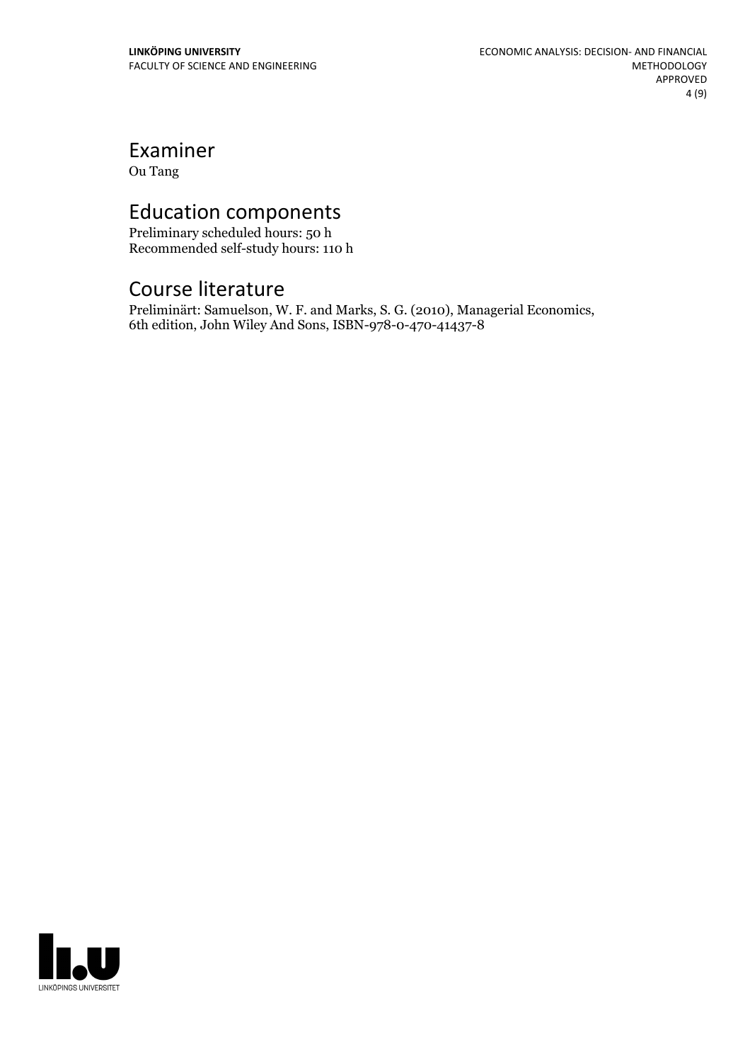## Examiner

Ou Tang

## Education components

Preliminary scheduled hours: 50 h
Recommended self-study hours: 110 h

## Course literature

Preliminärt: Samuelson, W. F. and Marks, S. G. (2010), Managerial Economics, 6th edition, John Wiley And Sons, ISBN-978-0-470-41437-8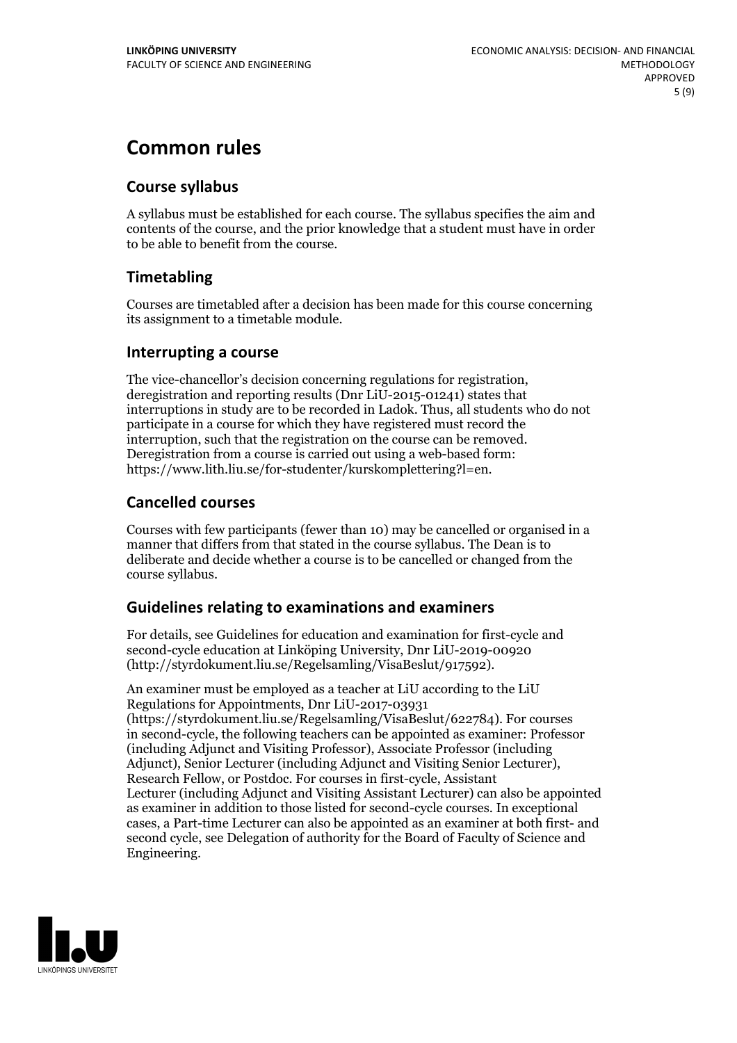# Common rules

## Course syllabus

A syllabus must be established for each course. The syllabus specifies the aim and contents of the course, and the prior knowledge that a student must have in order to be able to benefit from the course.

## Timetabling

Courses are timetabled after a decision has been made for this course concerning its assignment to a timetable module.

## Interrupting a course

The vice-chancellor's decision concerning regulations for registration, deregistration and reporting results (Dnr LiU-2015-01241) states that interruptions in study are to be recorded in Ladok. Thus, all students who do not participate in a course for which they have registered must record the interruption, such that the registration on the course can be removed. Deregistration from a course is carried out using a web-based form: https://www.lith.liu.se/for-studenter/kurskomplettering?l=en.

## Cancelled courses

Courses with few participants (fewer than 10) may be cancelled or organised in a manner that differs from that stated in the course syllabus. The Dean is to deliberate and decide whether a course is to be cancelled or changed from the course syllabus.

## Guidelines relating to examinations and examiners

For details, see Guidelines for education and examination for first-cycle and second-cycle education at Linköping University, Dnr LiU-2019-00920 (http://styrdokument.liu.se/Regelsamling/VisaBeslut/917592).

An examiner must be employed as a teacher at LiU according to the LiU Regulations for Appointments, Dnr LiU-2017-03931 (https://styrdokument.liu.se/Regelsamling/VisaBeslut/622784). For courses in second-cycle, the following teachers can be appointed as examiner: Professor (including Adjunct and Visiting Professor), Associate Professor (including Adjunct), Senior Lecturer (including Adjunct and Visiting Senior Lecturer), Research Fellow, or Postdoc. For courses in first-cycle, Assistant Lecturer (including Adjunct and Visiting Assistant Lecturer) can also be appointed as examiner in addition to those listed for second-cycle courses. In exceptional cases, a Part-time Lecturer can also be appointed as an examiner at both first- and second cycle, see Delegation of authority for the Board of Faculty of Science and Engineering.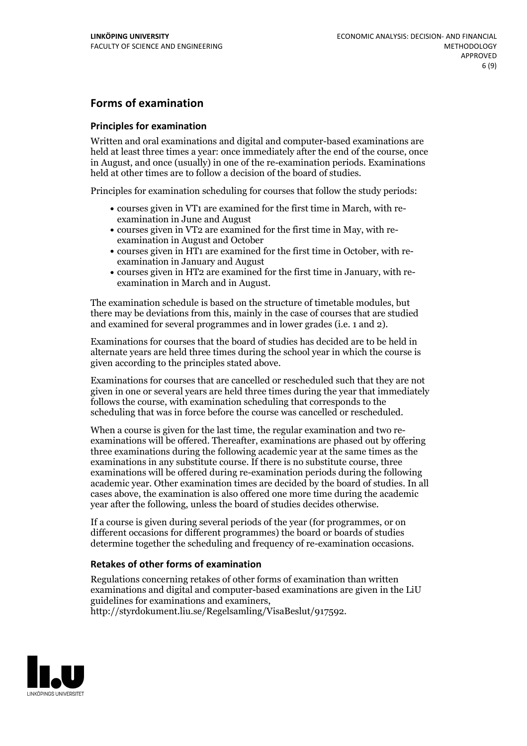## Forms of examination

### Principles for examination

Written and oral examinations and digital and computer-based examinations are held at least three times a year: once immediately after the end of the course, once in August, and once (usually) in one of the re-examination periods. Examinations held at other times are to follow a decision of the board of studies.

Principles for examination scheduling for courses that follow the study periods:

- courses given in VT1 are examined for the first time in March, with re-examination in June and August
- courses given in VT2 are examined for the first time in May, with re-examination in August and October
- courses given in HT1 are examined for the first time in October, with re-examination in January and August
- courses given in HT2 are examined for the first time in January, with re-examination in March and in August.

The examination schedule is based on the structure of timetable modules, but there may be deviations from this, mainly in the case of courses that are studied and examined for several programmes and in lower grades (i.e. 1 and 2).

Examinations for courses that the board of studies has decided are to be held in alternate years are held three times during the school year in which the course is given according to the principles stated above.

Examinations for courses that are cancelled or rescheduled such that they are not given in one or several years are held three times during the year that immediately follows the course, with examination scheduling that corresponds to the scheduling that was in force before the course was cancelled or rescheduled.

When a course is given for the last time, the regular examination and two re-examinations will be offered. Thereafter, examinations are phased out by offering three examinations during the following academic year at the same times as the examinations in any substitute course. If there is no substitute course, three examinations will be offered during re-examination periods during the following academic year. Other examination times are decided by the board of studies. In all cases above, the examination is also offered one more time during the academic year after the following, unless the board of studies decides otherwise.

If a course is given during several periods of the year (for programmes, or on different occasions for different programmes) the board or boards of studies determine together the scheduling and frequency of re-examination occasions.

### Retakes of other forms of examination

Regulations concerning retakes of other forms of examination than written examinations and digital and computer-based examinations are given in the LiU guidelines for examinations and examiners, http://styrdokument.liu.se/Regelsamling/VisaBeslut/917592.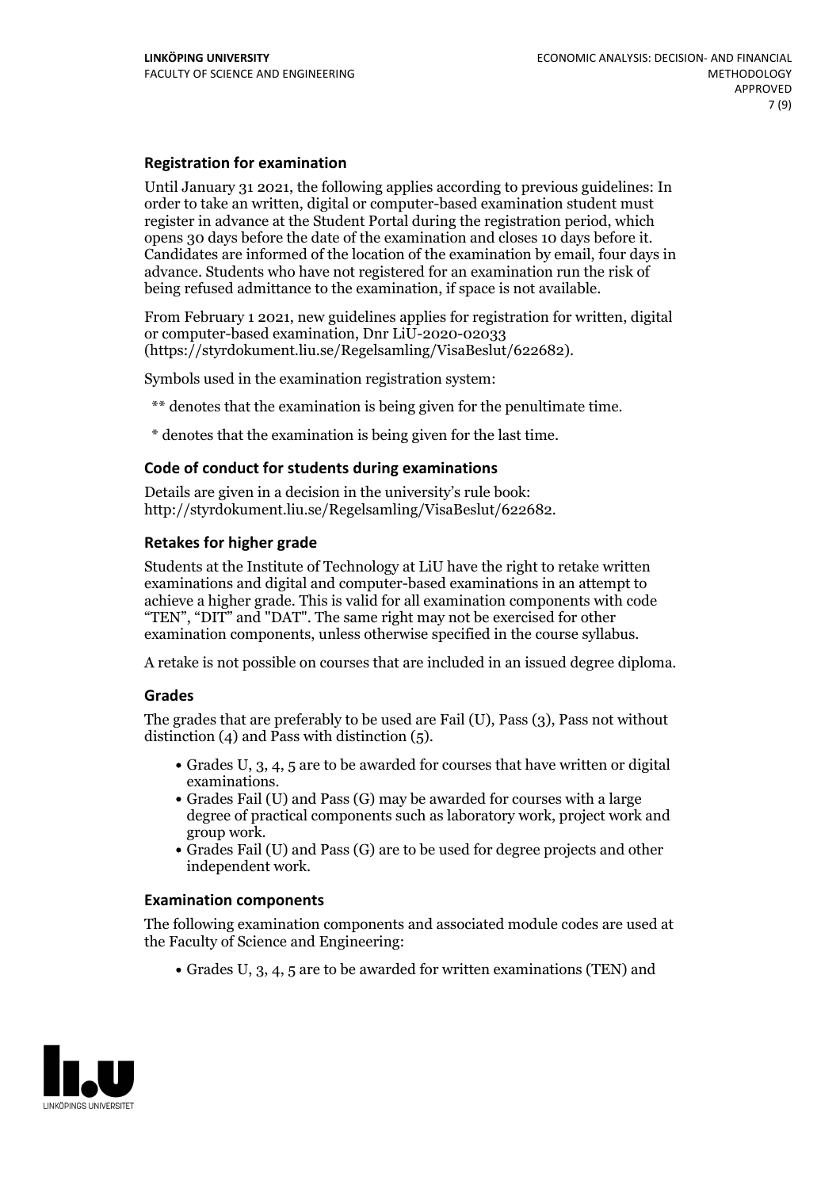### Registration for examination

Until January 31 2021, the following applies according to previous guidelines: In order to take an written, digital or computer-based examination student must register in advance at the Student Portal during the registration period, which opens 30 days before the date of the examination and closes 10 days before it. Candidates are informed of the location of the examination by email, four days in advance. Students who have not registered for an examination run the risk of being refused admittance to the examination, if space is not available.

From February 1 2021, new guidelines applies for registration for written, digital or computer-based examination, Dnr LiU-2020-02033 (https://styrdokument.liu.se/Regelsamling/VisaBeslut/622682).

Symbols used in the examination registration system:

** denotes that the examination is being given for the penultimate time.

* denotes that the examination is being given for the last time.

### Code of conduct for students during examinations

Details are given in a decision in the university's rule book: http://styrdokument.liu.se/Regelsamling/VisaBeslut/622682.

### Retakes for higher grade

Students at the Institute of Technology at LiU have the right to retake written examinations and digital and computer-based examinations in an attempt to achieve a higher grade. This is valid for all examination components with code "TEN", "DIT" and "DAT". The same right may not be exercised for other examination components, unless otherwise specified in the course syllabus.

A retake is not possible on courses that are included in an issued degree diploma.

### Grades

The grades that are preferably to be used are Fail (U), Pass (3), Pass not without distinction (4) and Pass with distinction (5).

- Grades U, 3, 4, 5 are to be awarded for courses that have written or digital examinations.
- Grades Fail (U) and Pass (G) may be awarded for courses with a large degree of practical components such as laboratory work, project work and group work.
- Grades Fail (U) and Pass (G) are to be used for degree projects and other independent work.

### Examination components

The following examination components and associated module codes are used at the Faculty of Science and Engineering:

- Grades U, 3, 4, 5 are to be awarded for written examinations (TEN) and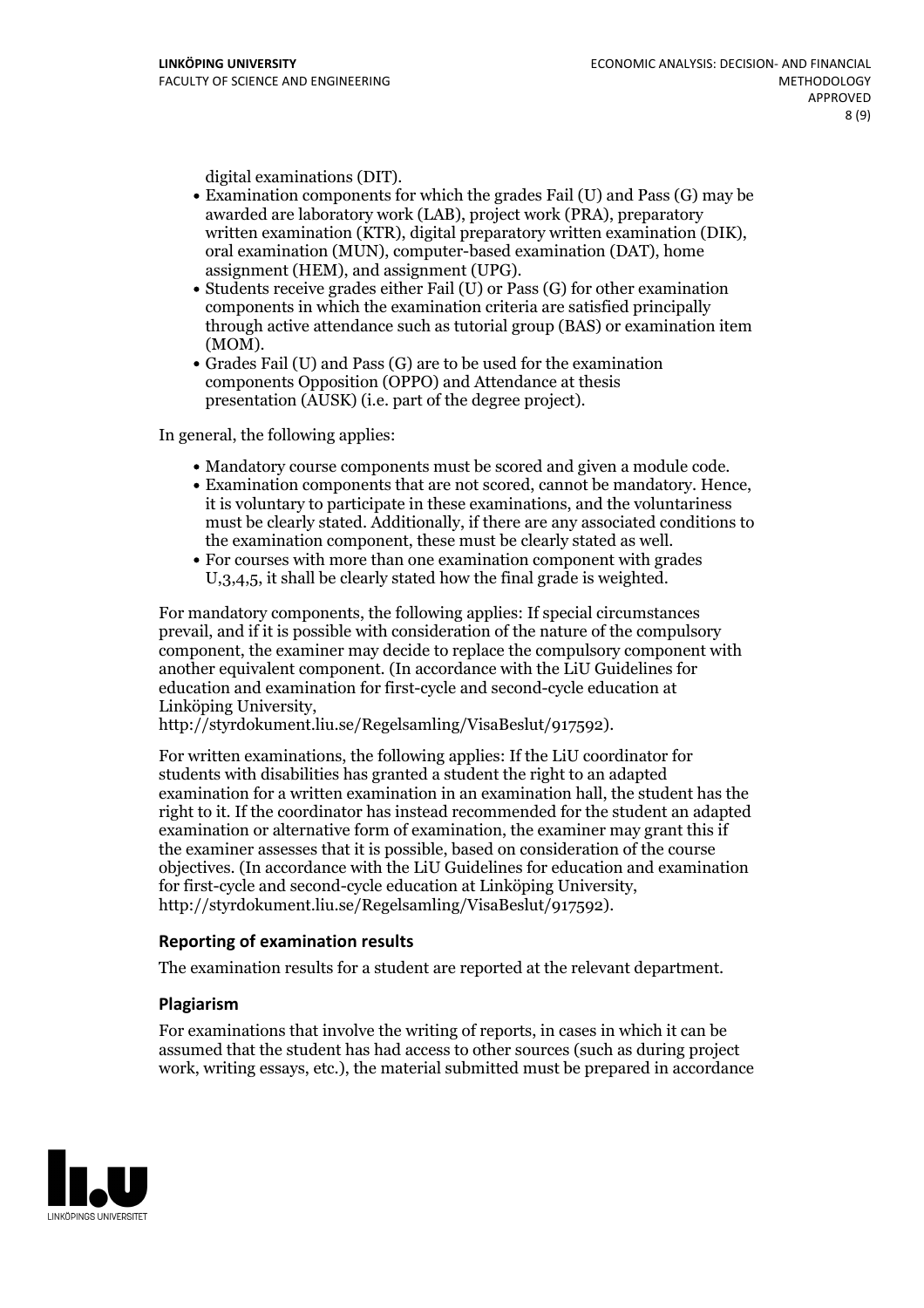digital examinations (DIT).

- Examination components for which the grades Fail (U) and Pass (G) may be awarded are laboratory work (LAB), project work (PRA), preparatory written examination (KTR), digital preparatory written examination (DIK), oral examination (MUN), computer-based examination (DAT), home assignment (HEM), and assignment (UPG).
- Students receive grades either Fail (U) or Pass (G) for other examination components in which the examination criteria are satisfied principally through active attendance such as tutorial group (BAS) or examination item (MOM).
- Grades Fail (U) and Pass (G) are to be used for the examination components Opposition (OPPO) and Attendance at thesis presentation (AUSK) (i.e. part of the degree project).

In general, the following applies:

- Mandatory course components must be scored and given a module code.
- Examination components that are not scored, cannot be mandatory. Hence, it is voluntary to participate in these examinations, and the voluntariness must be clearly stated. Additionally, if there are any associated conditions to the examination component, these must be clearly stated as well.
- For courses with more than one examination component with grades U,3,4,5, it shall be clearly stated how the final grade is weighted.

For mandatory components, the following applies: If special circumstances prevail, and if it is possible with consideration of the nature of the compulsory component, the examiner may decide to replace the compulsory component with another equivalent component. (In accordance with the LiU Guidelines for education and examination for first-cycle and second-cycle education at Linköping University, http://styrdokument.liu.se/Regelsamling/VisaBeslut/917592).

For written examinations, the following applies: If the LiU coordinator for students with disabilities has granted a student the right to an adapted examination for a written examination in an examination hall, the student has the right to it. If the coordinator has instead recommended for the student an adapted examination or alternative form of examination, the examiner may grant this if the examiner assesses that it is possible, based on consideration of the course objectives. (In accordance with the LiU Guidelines for education and examination for first-cycle and second-cycle education at Linköping University, http://styrdokument.liu.se/Regelsamling/VisaBeslut/917592).

### Reporting of examination results

The examination results for a student are reported at the relevant department.

### Plagiarism

For examinations that involve the writing of reports, in cases in which it can be assumed that the student has had access to other sources (such as during project work, writing essays, etc.), the material submitted must be prepared in accordance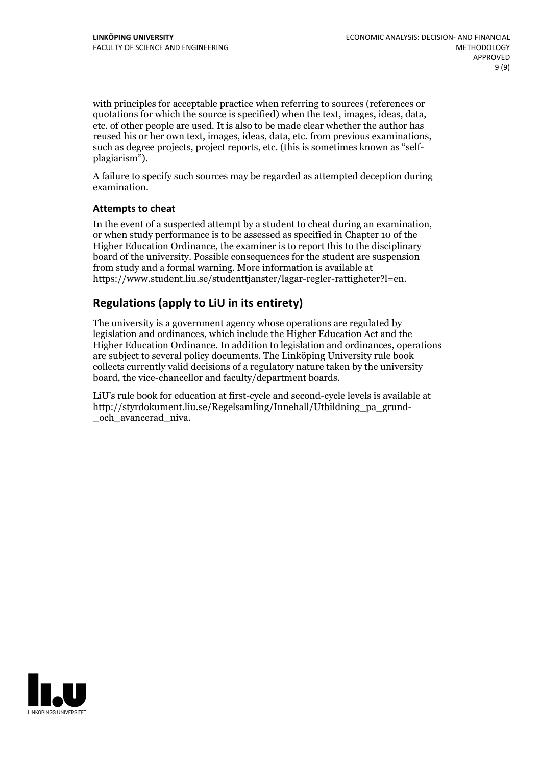with principles for acceptable practice when referring to sources (references or quotations for which the source is specified) when the text, images, ideas, data, etc. of other people are used. It is also to be made clear whether the author has reused his or her own text, images, ideas, data, etc. from previous examinations, such as degree projects, project reports, etc. (this is sometimes known as "self-plagiarism").

A failure to specify such sources may be regarded as attempted deception during examination.

**Attempts to cheat**

In the event of a suspected attempt by a student to cheat during an examination, or when study performance is to be assessed as specified in Chapter 10 of the Higher Education Ordinance, the examiner is to report this to the disciplinary board of the university. Possible consequences for the student are suspension from study and a formal warning. More information is available at https://www.student.liu.se/studenttjanster/lagar-regler-rattigheter?l=en.

## Regulations (apply to LiU in its entirety)

The university is a government agency whose operations are regulated by legislation and ordinances, which include the Higher Education Act and the Higher Education Ordinance. In addition to legislation and ordinances, operations are subject to several policy documents. The Linköping University rule book collects currently valid decisions of a regulatory nature taken by the university board, the vice-chancellor and faculty/department boards.

LiU's rule book for education at first-cycle and second-cycle levels is available at http://styrdokument.liu.se/Regelsamling/Innehall/Utbildning_pa_grund-_och_avancerad_niva.